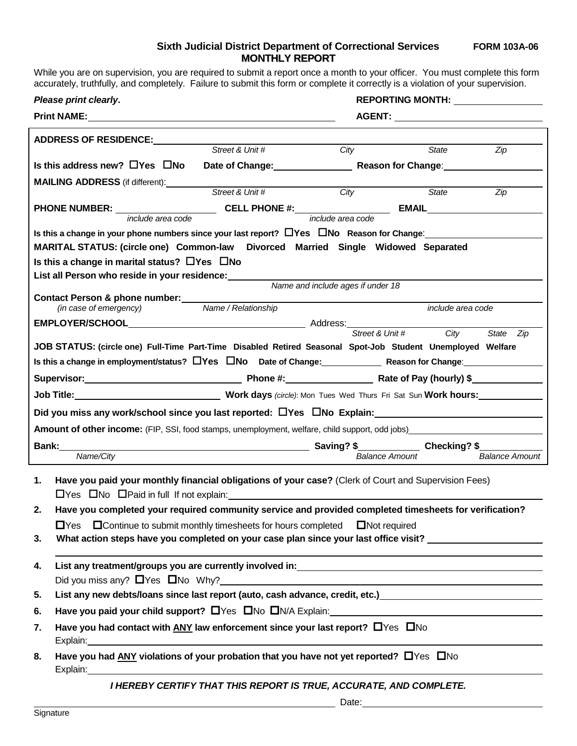**Sixth Judicial District Department of Correctional Services** **FORM 103A-06**

**MONTHLY REPORT**

While you are on supervision, you are required to submit a report once a month to your officer. You must complete this form accurately, truthfully, and completely. Failure to submit this form or complete it correctly is a violation of your supervision.

***Please print clearly*.** **REPORTING MONTH:** ________________

**Print NAME:** ______________________________________________ **AGENT:** ____________________________

**ADDRESS OF RESIDENCE:** ______________________________________________
*Street & Unit #* *City* *State* *Zip*

**Is this address new?** ☐**Yes** ☐**No** **Date of Change:** ______________ **Reason for Change**: ________________

**MAILING ADDRESS** (if different): ______________________________________________
*Street & Unit #* *City* *State* *Zip*

**PHONE NUMBER:** __________________ **CELL PHONE #:** __________________ **EMAIL** ____________________
*include area code* *include area code*

**Is this a change in your phone numbers since your last report?** ☐**Yes** ☐**No** **Reason for Change**: ________________

**MARITAL STATUS: (circle one) Common-law Divorced Married Single Widowed Separated**

**Is this a change in marital status?** ☐**Yes** ☐**No**

**List all Person who reside in your residence:** ______________________________________________
*Name and include ages if under 18*

**Contact Person & phone number:** ______________________________________________
*(in case of emergency)* *Name / Relationship* *include area code*

**EMPLOYER/SCHOOL** ______________________________ Address: ______________________________
*Street & Unit #* *City* *State* *Zip*

**JOB STATUS: (circle one) Full-Time Part-Time Disabled Retired Seasonal Spot-Job Student Unemployed Welfare**

**Is this a change in employment/status?** ☐**Yes** ☐**No** **Date of Change:** ____________ **Reason for Change**: ________________

**Supervisor:** ______________________________ **Phone #:** ________________ **Rate of Pay (hourly) $** ____________

**Job Title:** ____________________________ **Work days** *(circle)*: Mon Tues Wed Thurs Fri Sat Sun **Work hours:** ____________

**Did you miss any work/school since you last reported:** ☐**Yes** ☐**No Explain:** ______________________________

**Amount of other income:** (FIP, SSI, food stamps, unemployment, welfare, child support, odd jobs) ______________________

**Bank:** ______________________________________________ **Saving? $** ____________ **Checking? $** ____________
*Name/City* *Balance Amount* *Balance Amount*

1. **Have you paid your monthly financial obligations of your case?** (Clerk of Court and Supervision Fees)
   ☐Yes ☐No ☐Paid in full If not explain: ______________________________________________
2. **Have you completed your required community service and provided completed timesheets for verification?**
   ☐Yes ☐Continue to submit monthly timesheets for hours completed ☐Not required
3. **What action steps have you completed on your case plan since your last office visit?** ______________________
   ______________________________________________
4. **List any treatment/groups you are currently involved in:** ______________________________________________
   Did you miss any? ☐Yes ☐No Why? ______________________________________________
5. **List any new debts/loans since last report (auto, cash advance, credit, etc.)** ______________________________
6. **Have you paid your child support?** ☐Yes ☐No ☐N/A Explain: ______________________________________________
7. **Have you had contact with <u>ANY</u> law enforcement since your last report?** ☐Yes ☐No
   Explain: ______________________________________________
8. **Have you had <u>ANY</u> violations of your probation that you have not yet reported?** ☐Yes ☐No
   Explain: ______________________________________________

***I HEREBY CERTIFY THAT THIS REPORT IS TRUE, ACCURATE, AND COMPLETE.***

______________________________________________ Date: ______________________________
Signature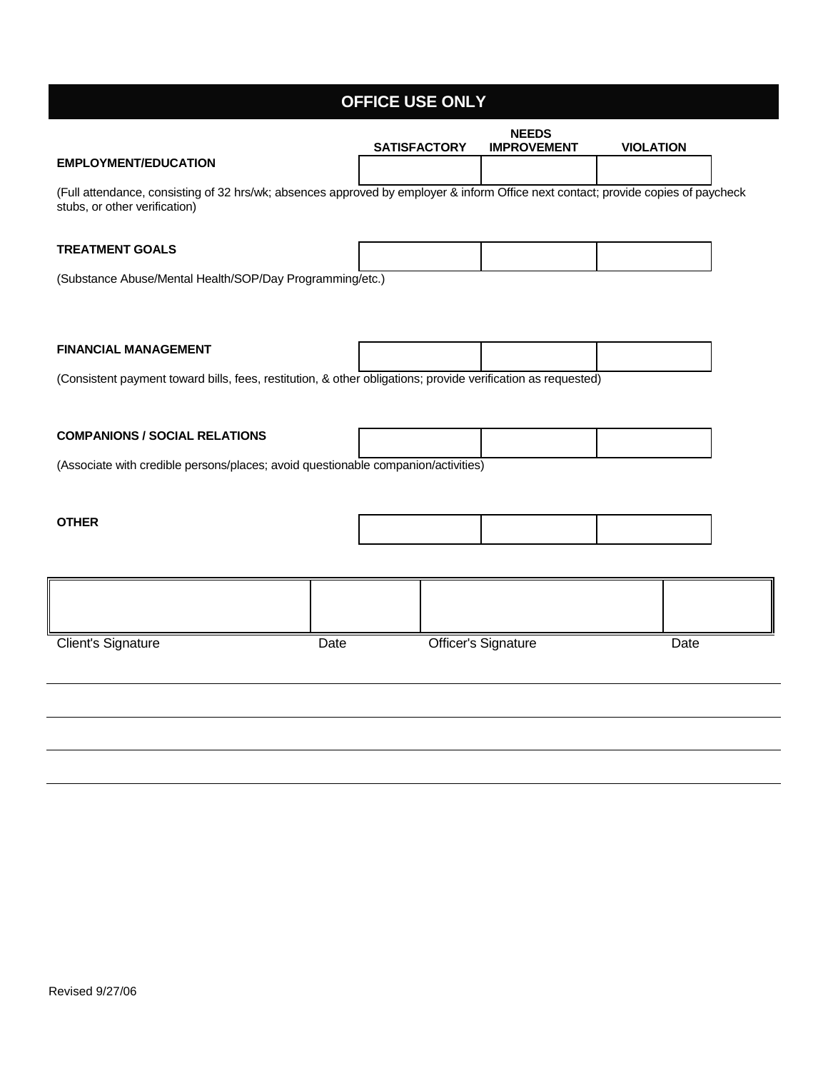## OFFICE USE ONLY

| | SATISFACTORY | NEEDS IMPROVEMENT | VIOLATION |
|---|---|---|---|
| **EMPLOYMENT/EDUCATION** | | | |

(Full attendance, consisting of 32 hrs/wk; absences approved by employer & inform Office next contact; provide copies of paycheck stubs, or other verification)

| | | | |
|---|---|---|---|
| **TREATMENT GOALS** | | | |

(Substance Abuse/Mental Health/SOP/Day Programming/etc.)

| | | | |
|---|---|---|---|
| **FINANCIAL MANAGEMENT** | | | |

(Consistent payment toward bills, fees, restitution, & other obligations; provide verification as requested)

| | | | |
|---|---|---|---|
| **COMPANIONS / SOCIAL RELATIONS** | | | |

(Associate with credible persons/places; avoid questionable companion/activities)

| | | | |
|---|---|---|---|
| **OTHER** | | | |

| | | | |
|---|---|---|---|
| | | | |
| Client's Signature | Date | Officer's Signature | Date |

Revised 9/27/06